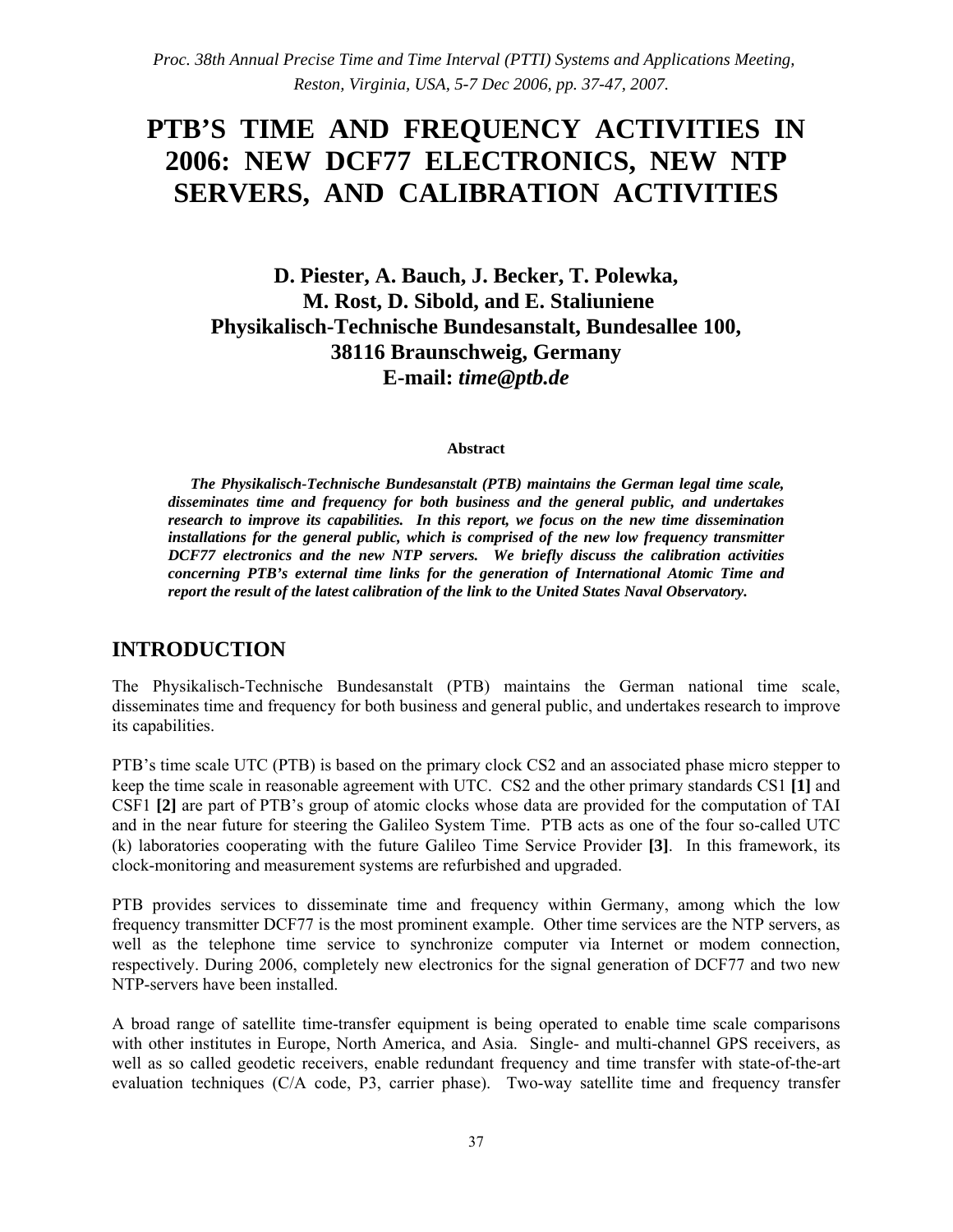*Proc. 38th Annual Precise Time and Time Interval (PTTI) Systems and Applications Meeting, Reston, Virginia, USA, 5-7 Dec 2006, pp. 37-47, 2007.*

# PTB'S TIME AND FREQUENCY ACTIVITIES IN 2006: NEW DCF77 ELECTRONICS, NEW NTP SERVERS, AND CALIBRATION ACTIVITIES

**D. Piester, A. Bauch, J. Becker, T. Polewka, M. Rost, D. Sibold, and E. Staliuniene**
**Physikalisch-Technische Bundesanstalt, Bundesallee 100, 38116 Braunschweig, Germany**
**E-mail:** ***time@ptb.de***

**Abstract**

***The Physikalisch-Technische Bundesanstalt (PTB) maintains the German legal time scale, disseminates time and frequency for both business and the general public, and undertakes research to improve its capabilities. In this report, we focus on the new time dissemination installations for the general public, which is comprised of the new low frequency transmitter DCF77 electronics and the new NTP servers. We briefly discuss the calibration activities concerning PTB's external time links for the generation of International Atomic Time and report the result of the latest calibration of the link to the United States Naval Observatory.***

## INTRODUCTION

The Physikalisch-Technische Bundesanstalt (PTB) maintains the German national time scale, disseminates time and frequency for both business and general public, and undertakes research to improve its capabilities.

PTB's time scale UTC (PTB) is based on the primary clock CS2 and an associated phase micro stepper to keep the time scale in reasonable agreement with UTC. CS2 and the other primary standards CS1 **[1]** and CSF1 **[2]** are part of PTB's group of atomic clocks whose data are provided for the computation of TAI and in the near future for steering the Galileo System Time. PTB acts as one of the four so-called UTC (k) laboratories cooperating with the future Galileo Time Service Provider **[3]**. In this framework, its clock-monitoring and measurement systems are refurbished and upgraded.

PTB provides services to disseminate time and frequency within Germany, among which the low frequency transmitter DCF77 is the most prominent example. Other time services are the NTP servers, as well as the telephone time service to synchronize computer via Internet or modem connection, respectively. During 2006, completely new electronics for the signal generation of DCF77 and two new NTP-servers have been installed.

A broad range of satellite time-transfer equipment is being operated to enable time scale comparisons with other institutes in Europe, North America, and Asia. Single- and multi-channel GPS receivers, as well as so called geodetic receivers, enable redundant frequency and time transfer with state-of-the-art evaluation techniques (C/A code, P3, carrier phase). Two-way satellite time and frequency transfer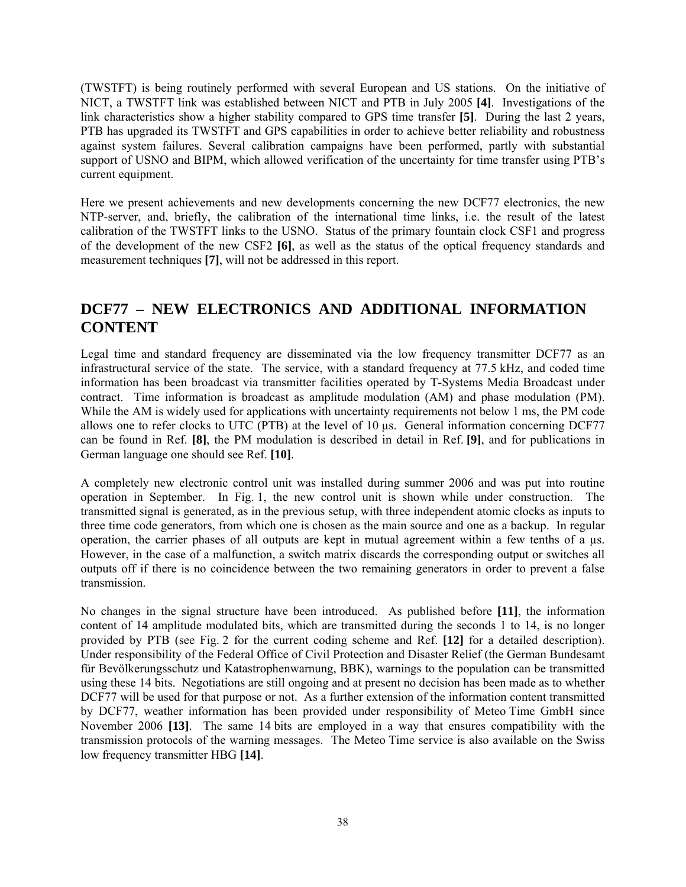(TWSTFT) is being routinely performed with several European and US stations. On the initiative of NICT, a TWSTFT link was established between NICT and PTB in July 2005 **[4]**. Investigations of the link characteristics show a higher stability compared to GPS time transfer **[5]**. During the last 2 years, PTB has upgraded its TWSTFT and GPS capabilities in order to achieve better reliability and robustness against system failures. Several calibration campaigns have been performed, partly with substantial support of USNO and BIPM, which allowed verification of the uncertainty for time transfer using PTB's current equipment.

Here we present achievements and new developments concerning the new DCF77 electronics, the new NTP-server, and, briefly, the calibration of the international time links, i.e. the result of the latest calibration of the TWSTFT links to the USNO. Status of the primary fountain clock CSF1 and progress of the development of the new CSF2 **[6]**, as well as the status of the optical frequency standards and measurement techniques **[7]**, will not be addressed in this report.

## DCF77 – NEW ELECTRONICS AND ADDITIONAL INFORMATION CONTENT

Legal time and standard frequency are disseminated via the low frequency transmitter DCF77 as an infrastructural service of the state. The service, with a standard frequency at 77.5 kHz, and coded time information has been broadcast via transmitter facilities operated by T-Systems Media Broadcast under contract. Time information is broadcast as amplitude modulation (AM) and phase modulation (PM). While the AM is widely used for applications with uncertainty requirements not below 1 ms, the PM code allows one to refer clocks to UTC (PTB) at the level of 10 µs. General information concerning DCF77 can be found in Ref. **[8]**, the PM modulation is described in detail in Ref. **[9]**, and for publications in German language one should see Ref. **[10]**.

A completely new electronic control unit was installed during summer 2006 and was put into routine operation in September. In Fig. 1, the new control unit is shown while under construction. The transmitted signal is generated, as in the previous setup, with three independent atomic clocks as inputs to three time code generators, from which one is chosen as the main source and one as a backup. In regular operation, the carrier phases of all outputs are kept in mutual agreement within a few tenths of a µs. However, in the case of a malfunction, a switch matrix discards the corresponding output or switches all outputs off if there is no coincidence between the two remaining generators in order to prevent a false transmission.

No changes in the signal structure have been introduced. As published before **[11]**, the information content of 14 amplitude modulated bits, which are transmitted during the seconds 1 to 14, is no longer provided by PTB (see Fig. 2 for the current coding scheme and Ref. **[12]** for a detailed description). Under responsibility of the Federal Office of Civil Protection and Disaster Relief (the German Bundesamt für Bevölkerungsschutz und Katastrophenwarnung, BBK), warnings to the population can be transmitted using these 14 bits. Negotiations are still ongoing and at present no decision has been made as to whether DCF77 will be used for that purpose or not. As a further extension of the information content transmitted by DCF77, weather information has been provided under responsibility of Meteo Time GmbH since November 2006 **[13]**. The same 14 bits are employed in a way that ensures compatibility with the transmission protocols of the warning messages. The Meteo Time service is also available on the Swiss low frequency transmitter HBG **[14]**.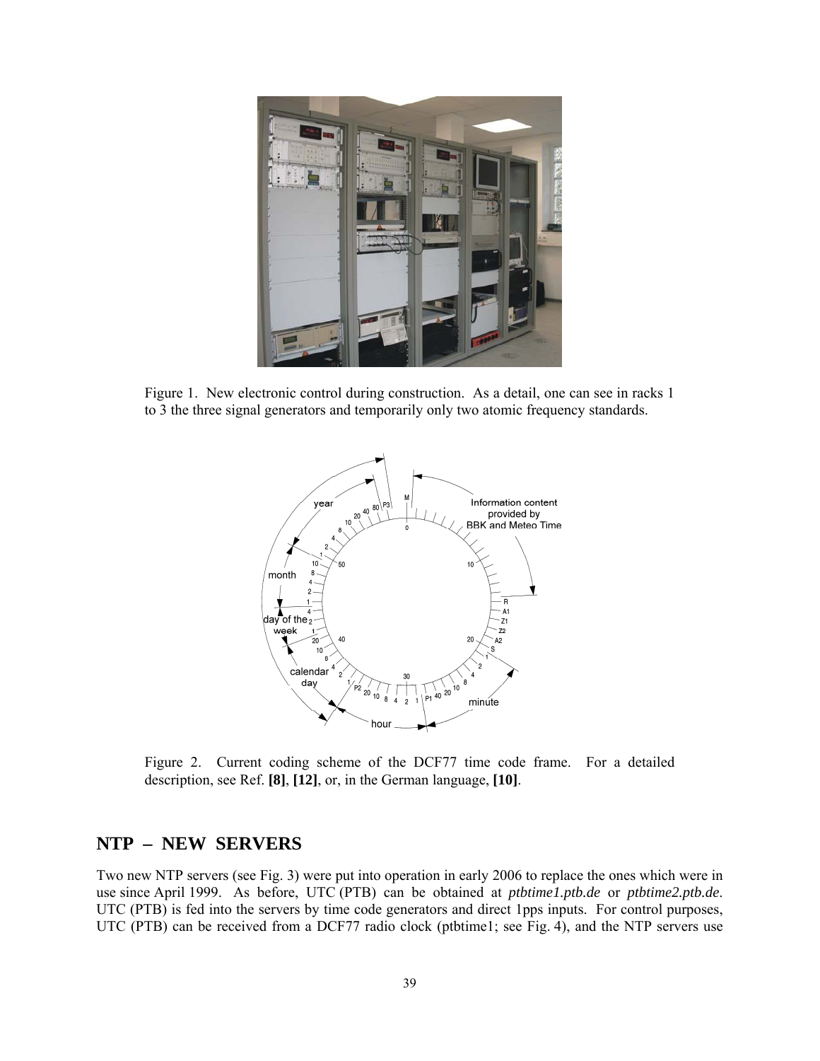Figure 1. New electronic control during construction. As a detail, one can see in racks 1 to 3 the three signal generators and temporarily only two atomic frequency standards.

Figure 2. Current coding scheme of the DCF77 time code frame. For a detailed description, see Ref. **[8]**, **[12]**, or, in the German language, **[10]**.

## NTP – NEW SERVERS

Two new NTP servers (see Fig. 3) were put into operation in early 2006 to replace the ones which were in use since April 1999. As before, UTC (PTB) can be obtained at *ptbtime1.ptb.de* or *ptbtime2.ptb.de*. UTC (PTB) is fed into the servers by time code generators and direct 1pps inputs. For control purposes, UTC (PTB) can be received from a DCF77 radio clock (ptbtime1; see Fig. 4), and the NTP servers use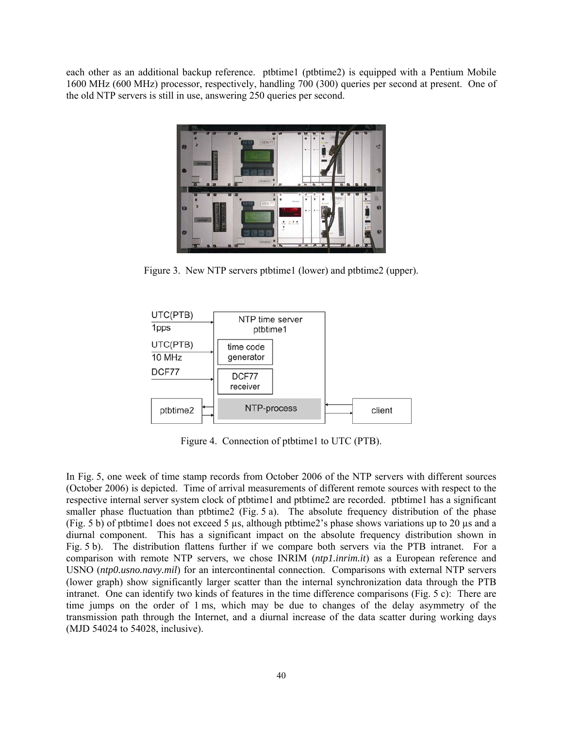each other as an additional backup reference. ptbtime1 (ptbtime2) is equipped with a Pentium Mobile 1600 MHz (600 MHz) processor, respectively, handling 700 (300) queries per second at present. One of the old NTP servers is still in use, answering 250 queries per second.

Figure 3. New NTP servers ptbtime1 (lower) and ptbtime2 (upper).

Figure 4. Connection of ptbtime1 to UTC (PTB).

In Fig. 5, one week of time stamp records from October 2006 of the NTP servers with different sources (October 2006) is depicted. Time of arrival measurements of different remote sources with respect to the respective internal server system clock of ptbtime1 and ptbtime2 are recorded. ptbtime1 has a significant smaller phase fluctuation than ptbtime2 (Fig. 5 a). The absolute frequency distribution of the phase (Fig. 5 b) of ptbtime1 does not exceed 5 µs, although ptbtime2's phase shows variations up to 20 µs and a diurnal component. This has a significant impact on the absolute frequency distribution shown in Fig. 5 b). The distribution flattens further if we compare both servers via the PTB intranet. For a comparison with remote NTP servers, we chose INRIM (*ntp1.inrim.it*) as a European reference and USNO (*ntp0.usno.navy.mil*) for an intercontinental connection. Comparisons with external NTP servers (lower graph) show significantly larger scatter than the internal synchronization data through the PTB intranet. One can identify two kinds of features in the time difference comparisons (Fig. 5 c): There are time jumps on the order of 1 ms, which may be due to changes of the delay asymmetry of the transmission path through the Internet, and a diurnal increase of the data scatter during working days (MJD 54024 to 54028, inclusive).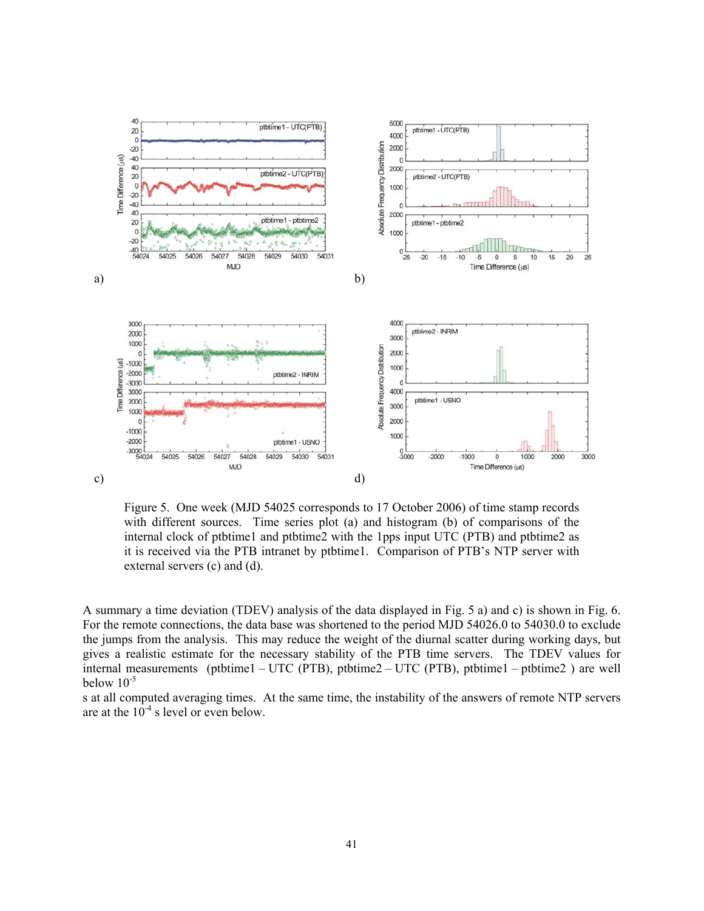Figure 5. One week (MJD 54025 corresponds to 17 October 2006) of time stamp records with different sources. Time series plot (a) and histogram (b) of comparisons of the internal clock of ptbtime1 and ptbtime2 with the 1pps input UTC (PTB) and ptbtime2 as it is received via the PTB intranet by ptbtime1. Comparison of PTB's NTP server with external servers (c) and (d).

A summary a time deviation (TDEV) analysis of the data displayed in Fig. 5 a) and c) is shown in Fig. 6. For the remote connections, the data base was shortened to the period MJD 54026.0 to 54030.0 to exclude the jumps from the analysis. This may reduce the weight of the diurnal scatter during working days, but gives a realistic estimate for the necessary stability of the PTB time servers. The TDEV values for internal measurements (ptbtime1 – UTC (PTB), ptbtime2 – UTC (PTB), ptbtime1 – ptbtime2 ) are well below $10^{-5}$ s at all computed averaging times. At the same time, the instability of the answers of remote NTP servers are at the $10^{-4}$ s level or even below.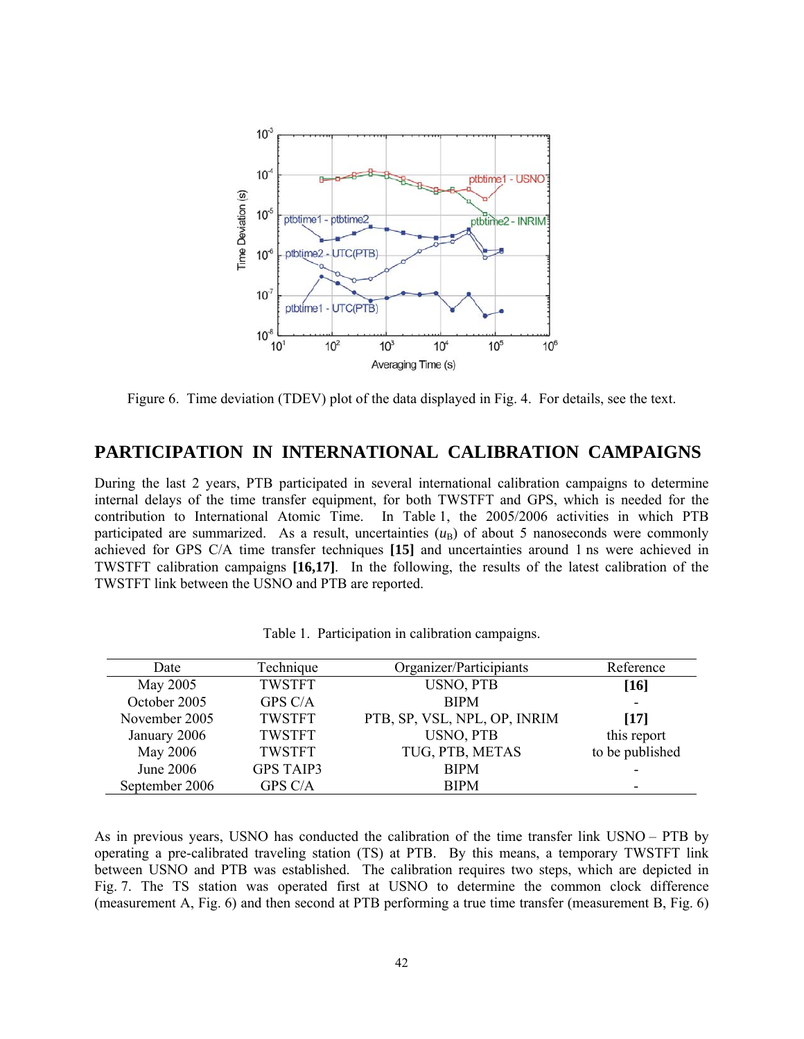Figure 6. Time deviation (TDEV) plot of the data displayed in Fig. 4. For details, see the text.

## PARTICIPATION IN INTERNATIONAL CALIBRATION CAMPAIGNS

During the last 2 years, PTB participated in several international calibration campaigns to determine internal delays of the time transfer equipment, for both TWSTFT and GPS, which is needed for the contribution to International Atomic Time. In Table 1, the 2005/2006 activities in which PTB participated are summarized. As a result, uncertainties ($u_B$) of about 5 nanoseconds were commonly achieved for GPS C/A time transfer techniques **[15]** and uncertainties around 1 ns were achieved in TWSTFT calibration campaigns **[16,17]**. In the following, the results of the latest calibration of the TWSTFT link between the USNO and PTB are reported.

Table 1. Participation in calibration campaigns.

| Date | Technique | Organizer/Participants | Reference |
|---|---|---|---|
| May 2005 | TWSTFT | USNO, PTB | **[16]** |
| October 2005 | GPS C/A | BIPM | - |
| November 2005 | TWSTFT | PTB, SP, VSL, NPL, OP, INRIM | **[17]** |
| January 2006 | TWSTFT | USNO, PTB | this report |
| May 2006 | TWSTFT | TUG, PTB, METAS | to be published |
| June 2006 | GPS TAIP3 | BIPM | - |
| September 2006 | GPS C/A | BIPM | - |

As in previous years, USNO has conducted the calibration of the time transfer link USNO – PTB by operating a pre-calibrated traveling station (TS) at PTB. By this means, a temporary TWSTFT link between USNO and PTB was established. The calibration requires two steps, which are depicted in Fig. 7. The TS station was operated first at USNO to determine the common clock difference (measurement A, Fig. 6) and then second at PTB performing a true time transfer (measurement B, Fig. 6)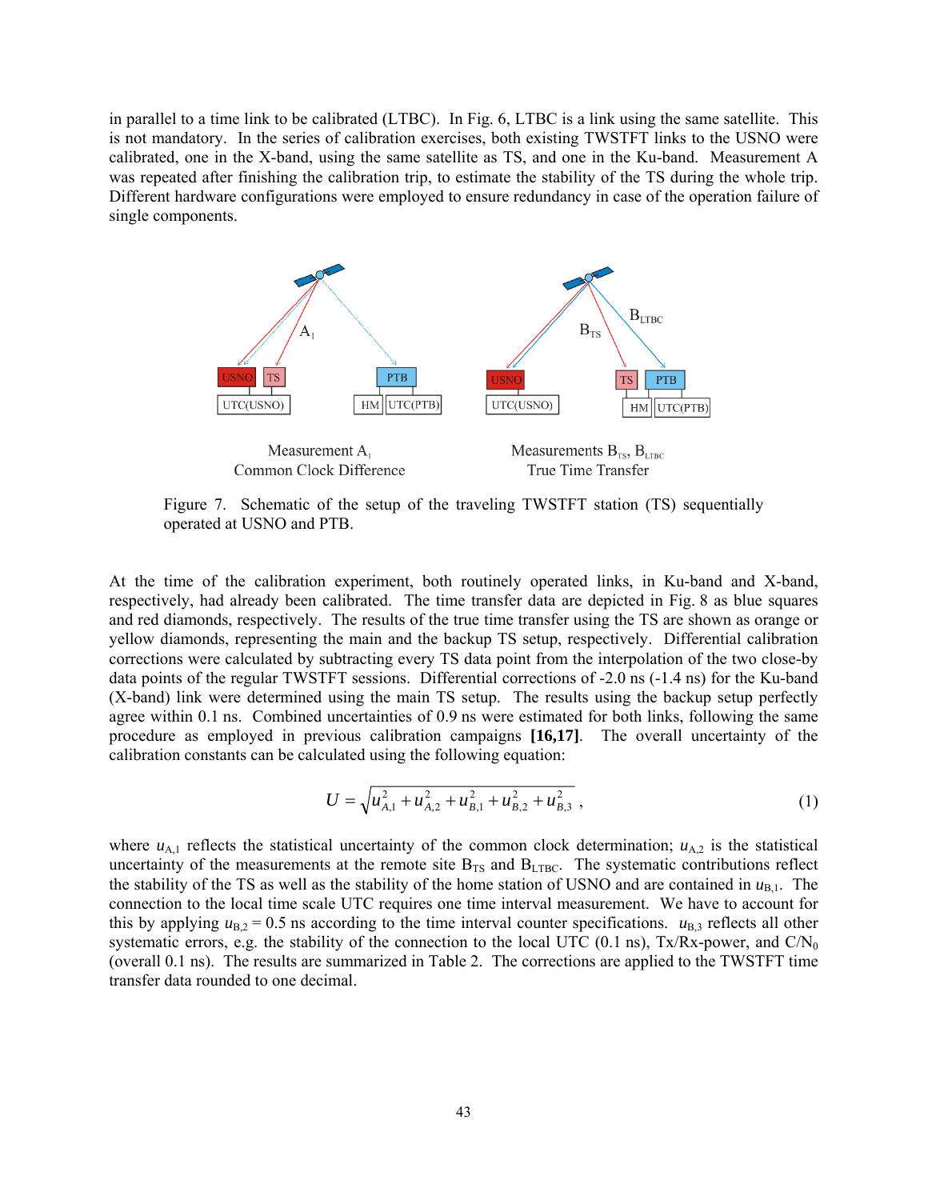in parallel to a time link to be calibrated (LTBC). In Fig. 6, LTBC is a link using the same satellite. This is not mandatory. In the series of calibration exercises, both existing TWSTFT links to the USNO were calibrated, one in the X-band, using the same satellite as TS, and one in the Ku-band. Measurement A was repeated after finishing the calibration trip, to estimate the stability of the TS during the whole trip. Different hardware configurations were employed to ensure redundancy in case of the operation failure of single components.

Figure 7. Schematic of the setup of the traveling TWSTFT station (TS) sequentially operated at USNO and PTB.

At the time of the calibration experiment, both routinely operated links, in Ku-band and X-band, respectively, had already been calibrated. The time transfer data are depicted in Fig. 8 as blue squares and red diamonds, respectively. The results of the true time transfer using the TS are shown as orange or yellow diamonds, representing the main and the backup TS setup, respectively. Differential calibration corrections were calculated by subtracting every TS data point from the interpolation of the two close-by data points of the regular TWSTFT sessions. Differential corrections of -2.0 ns (-1.4 ns) for the Ku-band (X-band) link were determined using the main TS setup. The results using the backup setup perfectly agree within 0.1 ns. Combined uncertainties of 0.9 ns were estimated for both links, following the same procedure as employed in previous calibration campaigns **[16,17]**. The overall uncertainty of the calibration constants can be calculated using the following equation:

$$U = \sqrt{u_{A,1}^2 + u_{A,2}^2 + u_{B,1}^2 + u_{B,2}^2 + u_{B,3}^2}\ , \tag{1}$$

where $u_{A,1}$ reflects the statistical uncertainty of the common clock determination; $u_{A,2}$ is the statistical uncertainty of the measurements at the remote site $B_{TS}$ and $B_{LTBC}$. The systematic contributions reflect the stability of the TS as well as the stability of the home station of USNO and are contained in $u_{B,1}$. The connection to the local time scale UTC requires one time interval measurement. We have to account for this by applying $u_{B,2} = 0.5$ ns according to the time interval counter specifications. $u_{B,3}$ reflects all other systematic errors, e.g. the stability of the connection to the local UTC (0.1 ns), Tx/Rx-power, and $C/N_0$ (overall 0.1 ns). The results are summarized in Table 2. The corrections are applied to the TWSTFT time transfer data rounded to one decimal.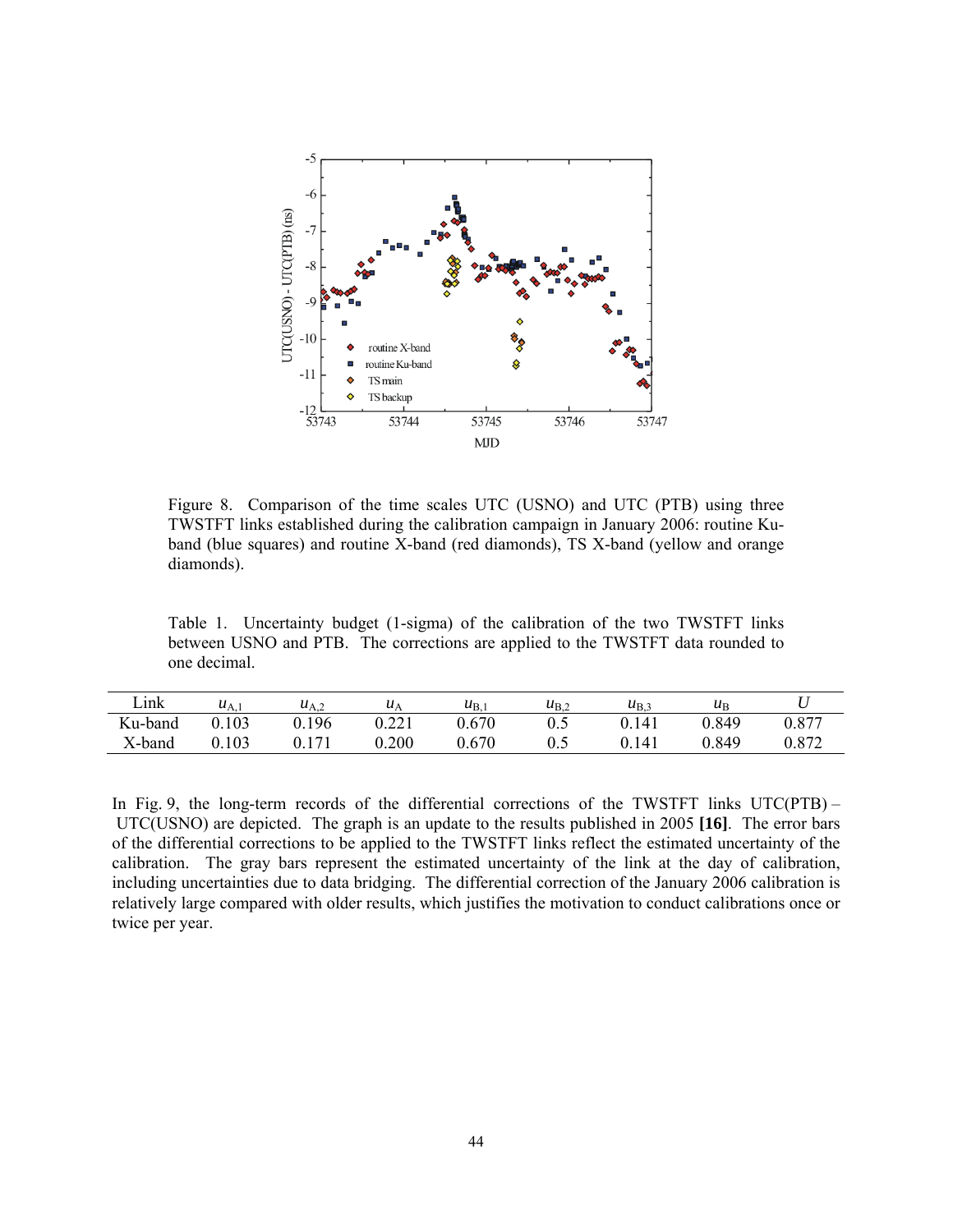Figure 8. Comparison of the time scales UTC (USNO) and UTC (PTB) using three TWSTFT links established during the calibration campaign in January 2006: routine Ku-band (blue squares) and routine X-band (red diamonds), TS X-band (yellow and orange diamonds).

Table 1. Uncertainty budget (1-sigma) of the calibration of the two TWSTFT links between USNO and PTB. The corrections are applied to the TWSTFT data rounded to one decimal.

| Link | $u_{A,1}$ | $u_{A,2}$ | $u_A$ | $u_{B,1}$ | $u_{B,2}$ | $u_{B,3}$ | $u_B$ | $U$ |
|---|---|---|---|---|---|---|---|---|
| Ku-band | 0.103 | 0.196 | 0.221 | 0.670 | 0.5 | 0.141 | 0.849 | 0.877 |
| X-band | 0.103 | 0.171 | 0.200 | 0.670 | 0.5 | 0.141 | 0.849 | 0.872 |

In Fig. 9, the long-term records of the differential corrections of the TWSTFT links UTC(PTB) – UTC(USNO) are depicted. The graph is an update to the results published in 2005 **[16]**. The error bars of the differential corrections to be applied to the TWSTFT links reflect the estimated uncertainty of the calibration. The gray bars represent the estimated uncertainty of the link at the day of calibration, including uncertainties due to data bridging. The differential correction of the January 2006 calibration is relatively large compared with older results, which justifies the motivation to conduct calibrations once or twice per year.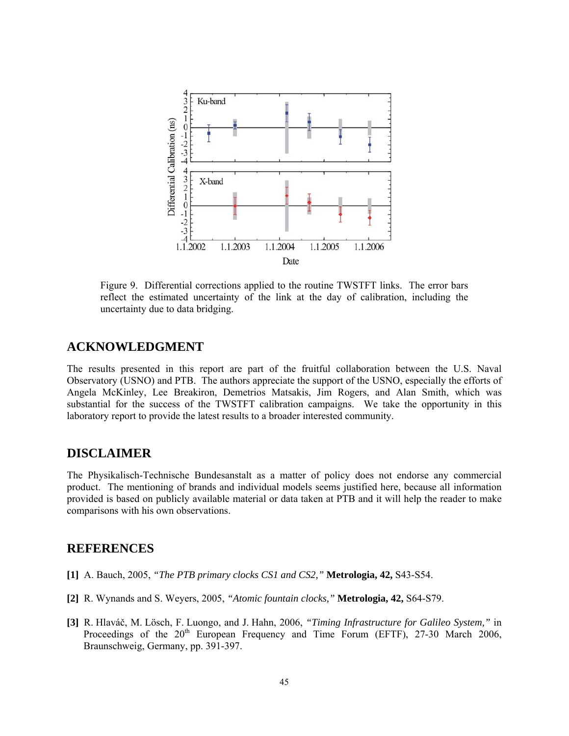Figure 9. Differential corrections applied to the routine TWSTFT links. The error bars reflect the estimated uncertainty of the link at the day of calibration, including the uncertainty due to data bridging.

## ACKNOWLEDGMENT

The results presented in this report are part of the fruitful collaboration between the U.S. Naval Observatory (USNO) and PTB. The authors appreciate the support of the USNO, especially the efforts of Angela McKinley, Lee Breakiron, Demetrios Matsakis, Jim Rogers, and Alan Smith, which was substantial for the success of the TWSTFT calibration campaigns. We take the opportunity in this laboratory report to provide the latest results to a broader interested community.

## DISCLAIMER

The Physikalisch-Technische Bundesanstalt as a matter of policy does not endorse any commercial product. The mentioning of brands and individual models seems justified here, because all information provided is based on publicly available material or data taken at PTB and it will help the reader to make comparisons with his own observations.

## REFERENCES

**[1]** A. Bauch, 2005, *"The PTB primary clocks CS1 and CS2,"* **Metrologia, 42,** S43-S54.

**[2]** R. Wynands and S. Weyers, 2005, *"Atomic fountain clocks,"* **Metrologia, 42,** S64-S79.

**[3]** R. Hlaváč, M. Lösch, F. Luongo, and J. Hahn, 2006, *"Timing Infrastructure for Galileo System,"* in Proceedings of the 20th European Frequency and Time Forum (EFTF), 27-30 March 2006, Braunschweig, Germany, pp. 391-397.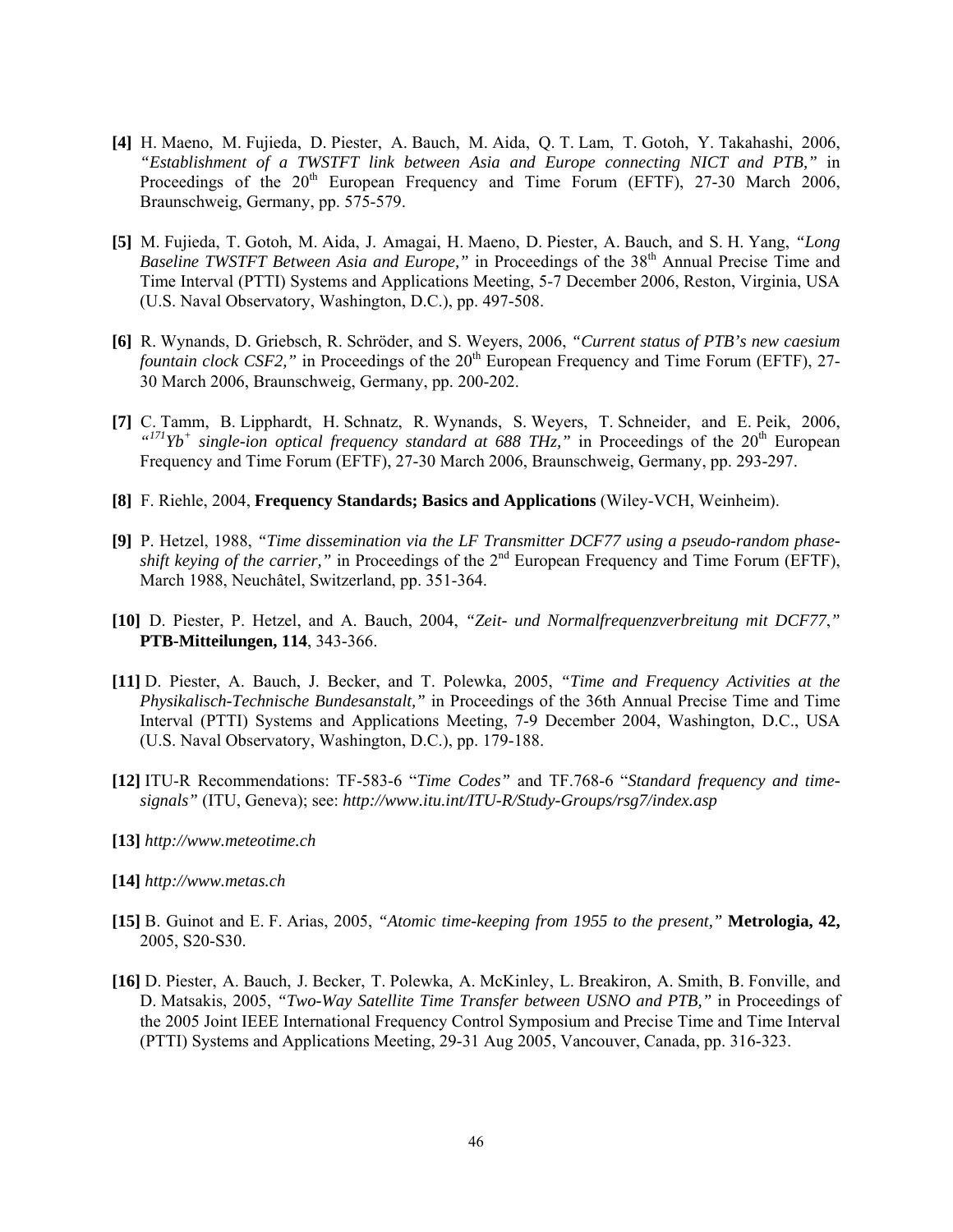**[4]** H. Maeno, M. Fujieda, D. Piester, A. Bauch, M. Aida, Q. T. Lam, T. Gotoh, Y. Takahashi, 2006, *"Establishment of a TWSTFT link between Asia and Europe connecting NICT and PTB,"* in Proceedings of the 20th European Frequency and Time Forum (EFTF), 27-30 March 2006, Braunschweig, Germany, pp. 575-579.

**[5]** M. Fujieda, T. Gotoh, M. Aida, J. Amagai, H. Maeno, D. Piester, A. Bauch, and S. H. Yang, *"Long Baseline TWSTFT Between Asia and Europe,"* in Proceedings of the 38th Annual Precise Time and Time Interval (PTTI) Systems and Applications Meeting, 5-7 December 2006, Reston, Virginia, USA (U.S. Naval Observatory, Washington, D.C.), pp. 497-508.

**[6]** R. Wynands, D. Griebsch, R. Schröder, and S. Weyers, 2006, *"Current status of PTB's new caesium fountain clock CSF2,"* in Proceedings of the 20th European Frequency and Time Forum (EFTF), 27-30 March 2006, Braunschweig, Germany, pp. 200-202.

**[7]** C. Tamm, B. Lipphardt, H. Schnatz, R. Wynands, S. Weyers, T. Schneider, and E. Peik, 2006, *"$^{171}Yb^{+}$ single-ion optical frequency standard at 688 THz,"* in Proceedings of the 20th European Frequency and Time Forum (EFTF), 27-30 March 2006, Braunschweig, Germany, pp. 293-297.

**[8]** F. Riehle, 2004, **Frequency Standards; Basics and Applications** (Wiley-VCH, Weinheim).

**[9]** P. Hetzel, 1988, *"Time dissemination via the LF Transmitter DCF77 using a pseudo-random phase-shift keying of the carrier,"* in Proceedings of the 2nd European Frequency and Time Forum (EFTF), March 1988, Neuchâtel, Switzerland, pp. 351-364.

**[10]** D. Piester, P. Hetzel, and A. Bauch, 2004, *"Zeit- und Normalfrequenzverbreitung mit DCF77,"* **PTB-Mitteilungen, 114**, 343-366.

**[11]** D. Piester, A. Bauch, J. Becker, and T. Polewka, 2005, *"Time and Frequency Activities at the Physikalisch-Technische Bundesanstalt,"* in Proceedings of the 36th Annual Precise Time and Time Interval (PTTI) Systems and Applications Meeting, 7-9 December 2004, Washington, D.C., USA (U.S. Naval Observatory, Washington, D.C.), pp. 179-188.

**[12]** ITU-R Recommendations: TF-583-6 "*Time Codes"* and TF.768-6 "*Standard frequency and time-signals"* (ITU, Geneva); see: *http://www.itu.int/ITU-R/Study-Groups/rsg7/index.asp*

**[13]** *http://www.meteotime.ch*

**[14]** *http://www.metas.ch*

**[15]** B. Guinot and E. F. Arias, 2005, *"Atomic time-keeping from 1955 to the present,"* **Metrologia, 42,** 2005, S20-S30.

**[16]** D. Piester, A. Bauch, J. Becker, T. Polewka, A. McKinley, L. Breakiron, A. Smith, B. Fonville, and D. Matsakis, 2005, *"Two-Way Satellite Time Transfer between USNO and PTB,"* in Proceedings of the 2005 Joint IEEE International Frequency Control Symposium and Precise Time and Time Interval (PTTI) Systems and Applications Meeting, 29-31 Aug 2005, Vancouver, Canada, pp. 316-323.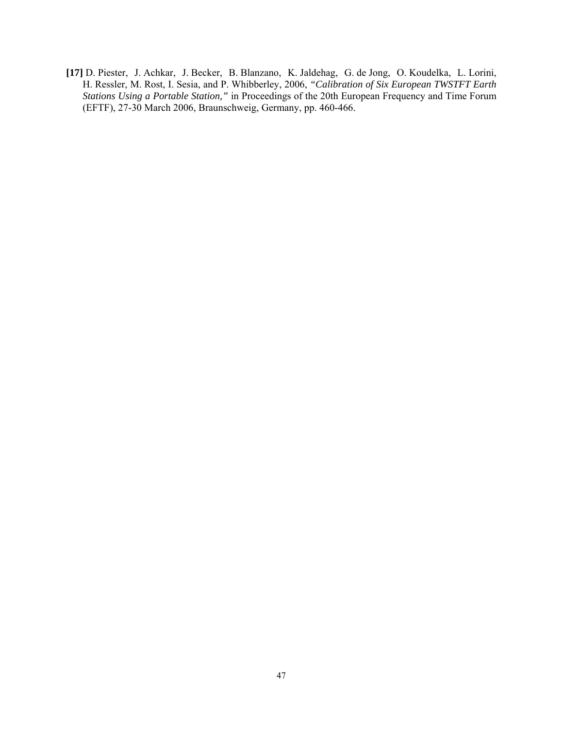**[17]** D. Piester, J. Achkar, J. Becker, B. Blanzano, K. Jaldehag, G. de Jong, O. Koudelka, L. Lorini, H. Ressler, M. Rost, I. Sesia, and P. Whibberley, 2006, *"Calibration of Six European TWSTFT Earth Stations Using a Portable Station,"* in Proceedings of the 20th European Frequency and Time Forum (EFTF), 27-30 March 2006, Braunschweig, Germany, pp. 460-466.